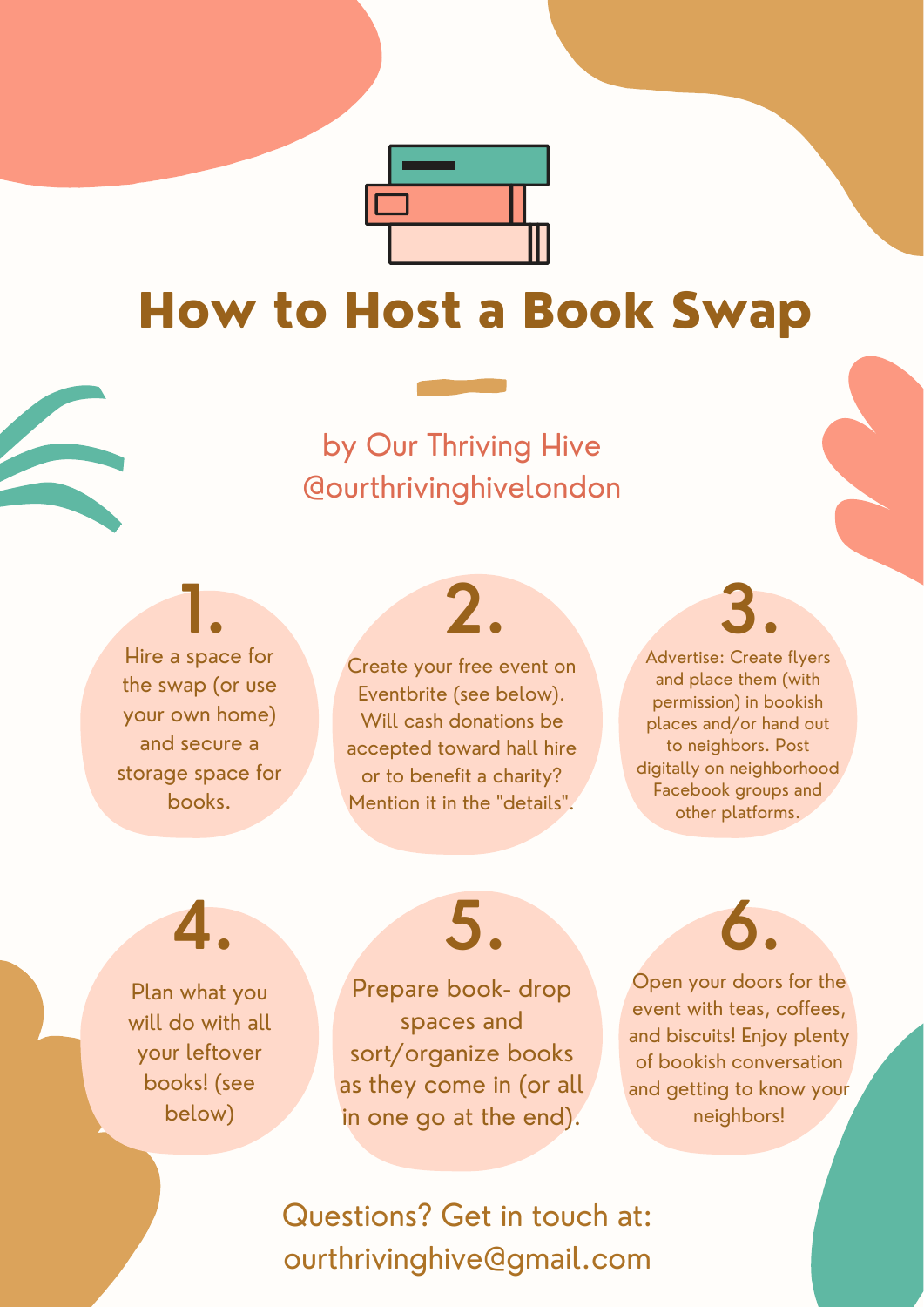# How to Host a Book Swap

by Our Thriving Hive
@ourthrivinghivelondon

**1.** Hire a space for the swap (or use your own home) and secure a storage space for books.

**2.** Create your free event on Eventbrite (see below). Will cash donations be accepted toward hall hire or to benefit a charity? Mention it in the "details".

**3.** Advertise: Create flyers and place them (with permission) in bookish places and/or hand out to neighbors. Post digitally on neighborhood Facebook groups and other platforms.

**4.** Plan what you will do with all your leftover books! (see below)

**5.** Prepare book- drop spaces and sort/organize books as they come in (or all in one go at the end).

**6.** Open your doors for the event with teas, coffees, and biscuits! Enjoy plenty of bookish conversation and getting to know your neighbors!

Questions? Get in touch at:
ourthrivinghive@gmail.com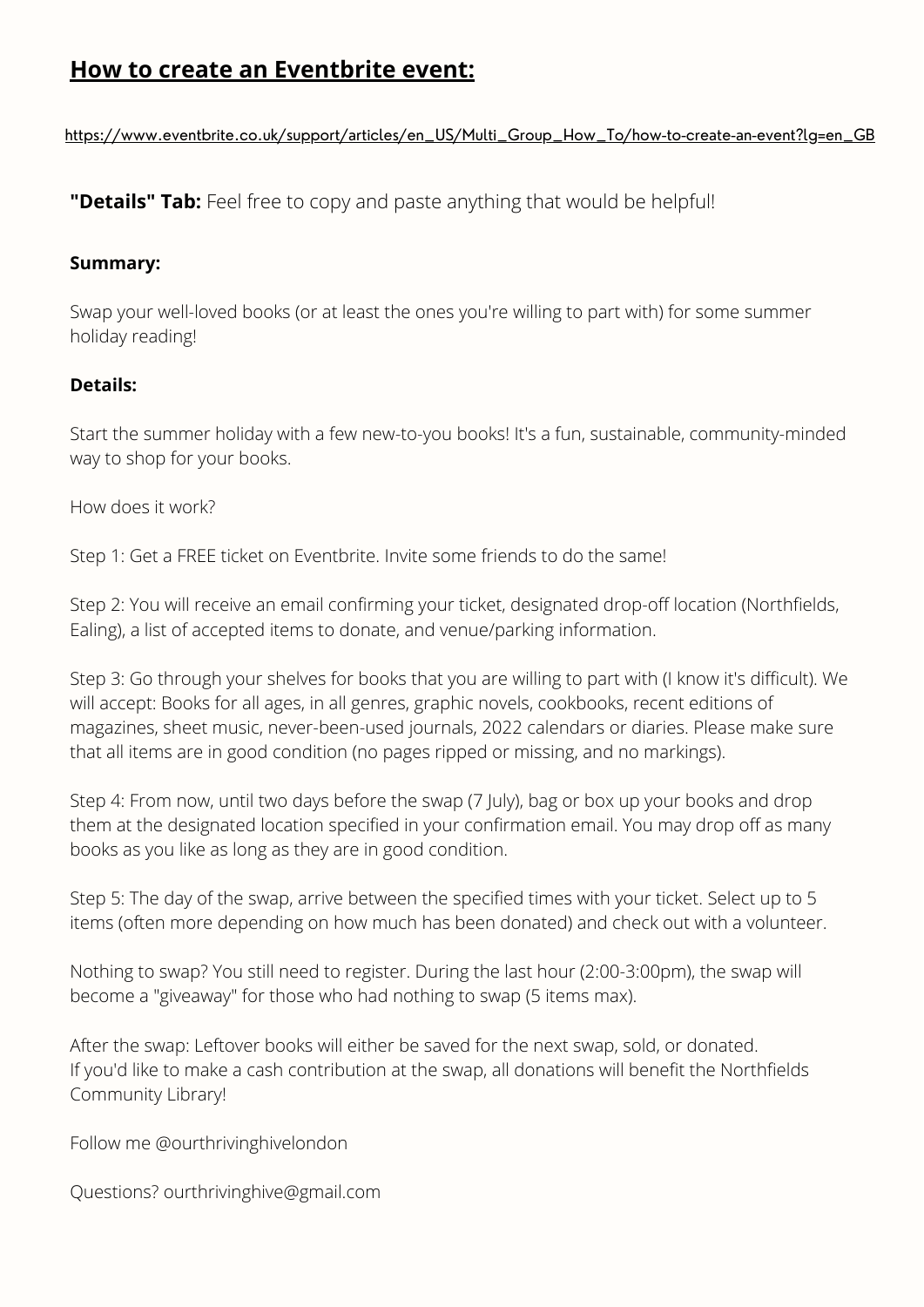## **How to create an Eventbrite event:**

https://www.eventbrite.co.uk/support/articles/en_US/Multi_Group_How_To/how-to-create-an-event?lg=en_GB

**"Details" Tab:** Feel free to copy and paste anything that would be helpful!

**Summary:**

Swap your well-loved books (or at least the ones you're willing to part with) for some summer holiday reading!

**Details:**

Start the summer holiday with a few new-to-you books! It's a fun, sustainable, community-minded way to shop for your books.

How does it work?

Step 1: Get a FREE ticket on Eventbrite. Invite some friends to do the same!

Step 2: You will receive an email confirming your ticket, designated drop-off location (Northfields, Ealing), a list of accepted items to donate, and venue/parking information.

Step 3: Go through your shelves for books that you are willing to part with (I know it's difficult). We will accept: Books for all ages, in all genres, graphic novels, cookbooks, recent editions of magazines, sheet music, never-been-used journals, 2022 calendars or diaries. Please make sure that all items are in good condition (no pages ripped or missing, and no markings).

Step 4: From now, until two days before the swap (7 July), bag or box up your books and drop them at the designated location specified in your confirmation email. You may drop off as many books as you like as long as they are in good condition.

Step 5: The day of the swap, arrive between the specified times with your ticket. Select up to 5 items (often more depending on how much has been donated) and check out with a volunteer.

Nothing to swap? You still need to register. During the last hour (2:00-3:00pm), the swap will become a "giveaway" for those who had nothing to swap (5 items max).

After the swap: Leftover books will either be saved for the next swap, sold, or donated.
If you'd like to make a cash contribution at the swap, all donations will benefit the Northfields Community Library!

Follow me @ourthrivinghivelondon

Questions? ourthrivinghive@gmail.com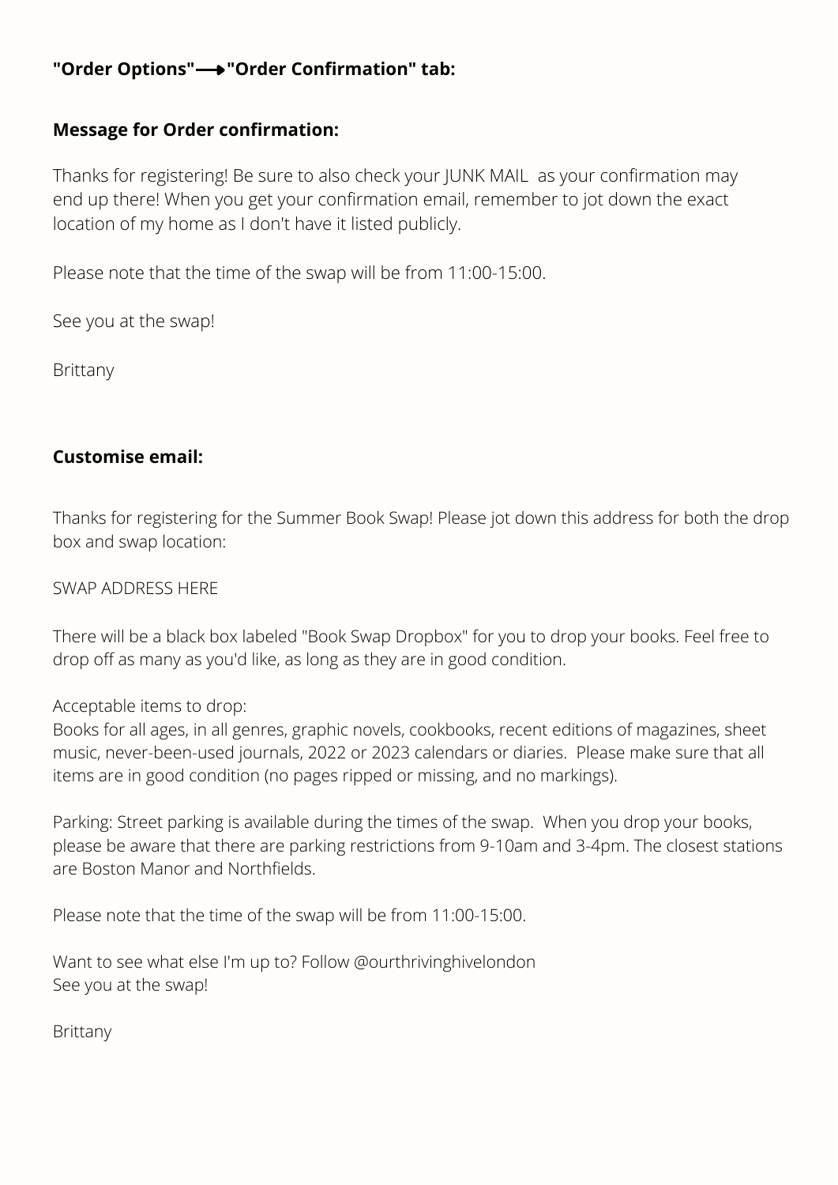**"Order Options"⟶"Order Confirmation" tab:**

**Message for Order confirmation:**

Thanks for registering! Be sure to also check your JUNK MAIL as your confirmation may end up there! When you get your confirmation email, remember to jot down the exact location of my home as I don't have it listed publicly.

Please note that the time of the swap will be from 11:00-15:00.

See you at the swap!

Brittany

**Customise email:**

Thanks for registering for the Summer Book Swap! Please jot down this address for both the drop box and swap location:

SWAP ADDRESS HERE

There will be a black box labeled "Book Swap Dropbox" for you to drop your books. Feel free to drop off as many as you'd like, as long as they are in good condition.

Acceptable items to drop:
Books for all ages, in all genres, graphic novels, cookbooks, recent editions of magazines, sheet music, never-been-used journals, 2022 or 2023 calendars or diaries. Please make sure that all items are in good condition (no pages ripped or missing, and no markings).

Parking: Street parking is available during the times of the swap. When you drop your books, please be aware that there are parking restrictions from 9-10am and 3-4pm. The closest stations are Boston Manor and Northfields.

Please note that the time of the swap will be from 11:00-15:00.

Want to see what else I'm up to? Follow @ourthrivinghivelondon
See you at the swap!

Brittany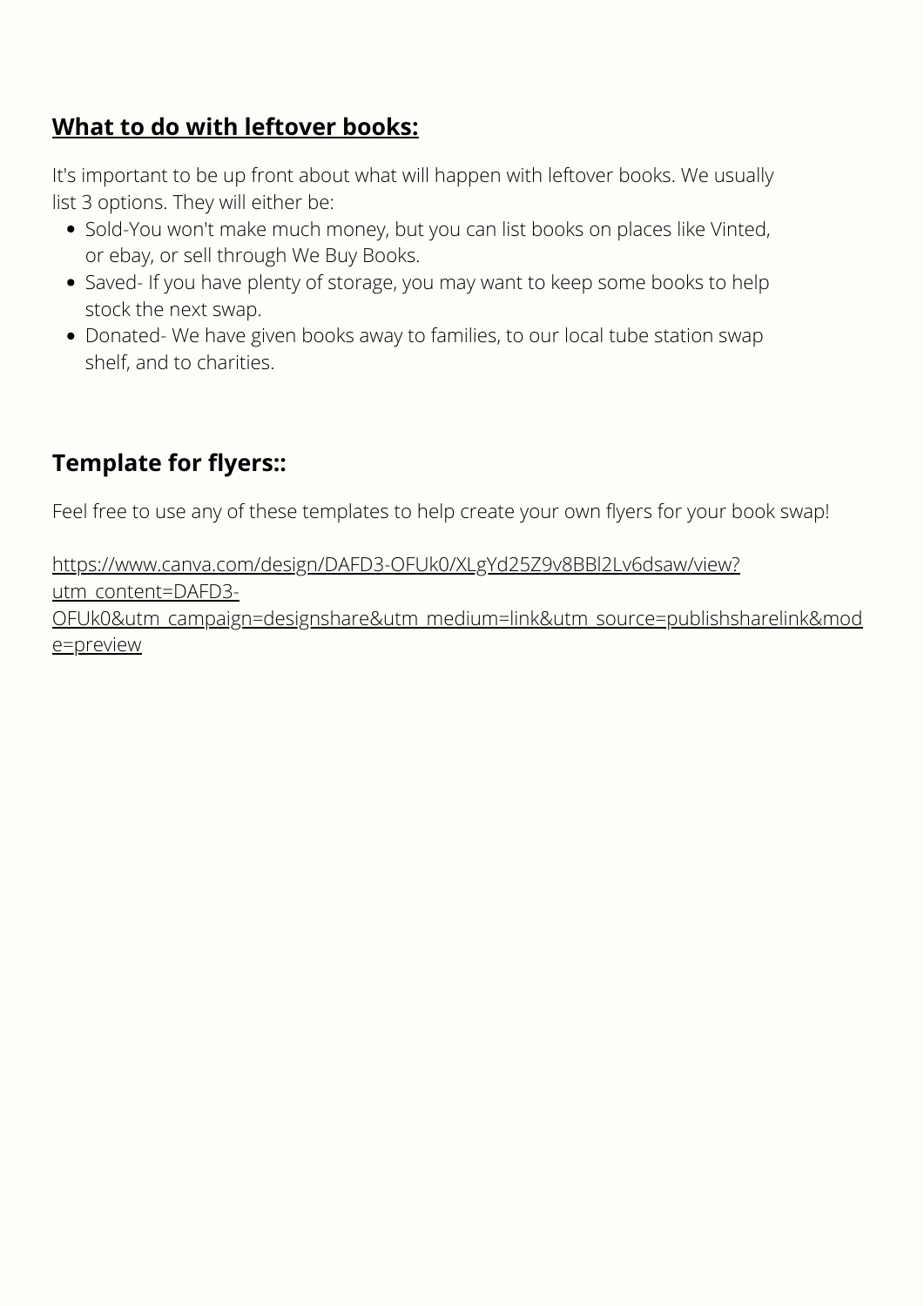## **What to do with leftover books:**

It's important to be up front about what will happen with leftover books. We usually list 3 options. They will either be:

- Sold-You won't make much money, but you can list books on places like Vinted, or ebay, or sell through We Buy Books.
- Saved- If you have plenty of storage, you may want to keep some books to help stock the next swap.
- Donated- We have given books away to families, to our local tube station swap shelf, and to charities.

## **Template for flyers::**

Feel free to use any of these templates to help create your own flyers for your book swap!

https://www.canva.com/design/DAFD3-OFUk0/XLgYd25Z9v8BBl2Lv6dsaw/view?utm_content=DAFD3-OFUk0&utm_campaign=designshare&utm_medium=link&utm_source=publishsharelink&mode=preview